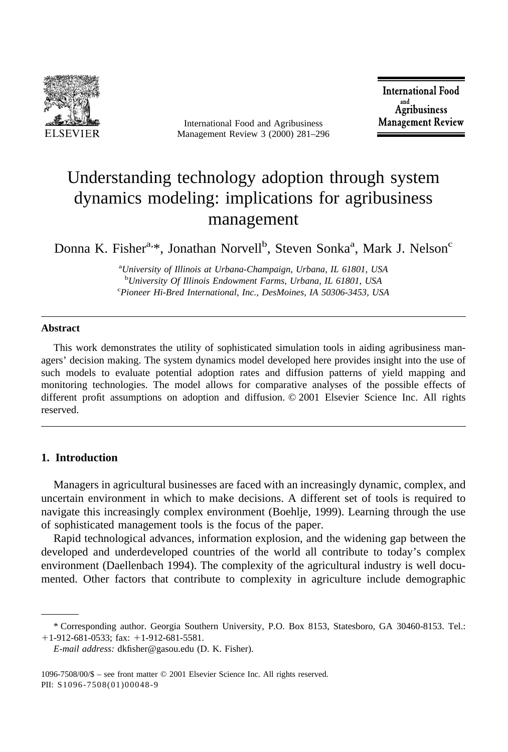# Understanding technology adoption through system dynamics modeling: implications for agribusiness management

Donna K. Fisher[a,*], Jonathan Norvell[b], Steven Sonka[a], Mark J. Nelson[c]

[a]*University of Illinois at Urbana-Champaign, Urbana, IL 61801, USA*
[b]*University Of Illinois Endowment Farms, Urbana, IL 61801, USA*
[c]*Pioneer Hi-Bred International, Inc., DesMoines, IA 50306-3453, USA*

---

**Abstract**

This work demonstrates the utility of sophisticated simulation tools in aiding agribusiness managers' decision making. The system dynamics model developed here provides insight into the use of such models to evaluate potential adoption rates and diffusion patterns of yield mapping and monitoring technologies. The model allows for comparative analyses of the possible effects of different profit assumptions on adoption and diffusion. © 2001 Elsevier Science Inc. All rights reserved.

---

## 1. Introduction

Managers in agricultural businesses are faced with an increasingly dynamic, complex, and uncertain environment in which to make decisions. A different set of tools is required to navigate this increasingly complex environment (Boehlje, 1999). Learning through the use of sophisticated management tools is the focus of the paper.

Rapid technological advances, information explosion, and the widening gap between the developed and underdeveloped countries of the world all contribute to today's complex environment (Daellenbach 1994). The complexity of the agricultural industry is well documented. Other factors that contribute to complexity in agriculture include demographic

---

\* Corresponding author. Georgia Southern University, P.O. Box 8153, Statesboro, GA 30460-8153. Tel.: +1-912-681-0533; fax: +1-912-681-5581.

*E-mail address:* dkfisher@gasou.edu (D. K. Fisher).

1096-7508/00/$ – see front matter © 2001 Elsevier Science Inc. All rights reserved.
PII: S1096-7508(01)00048-9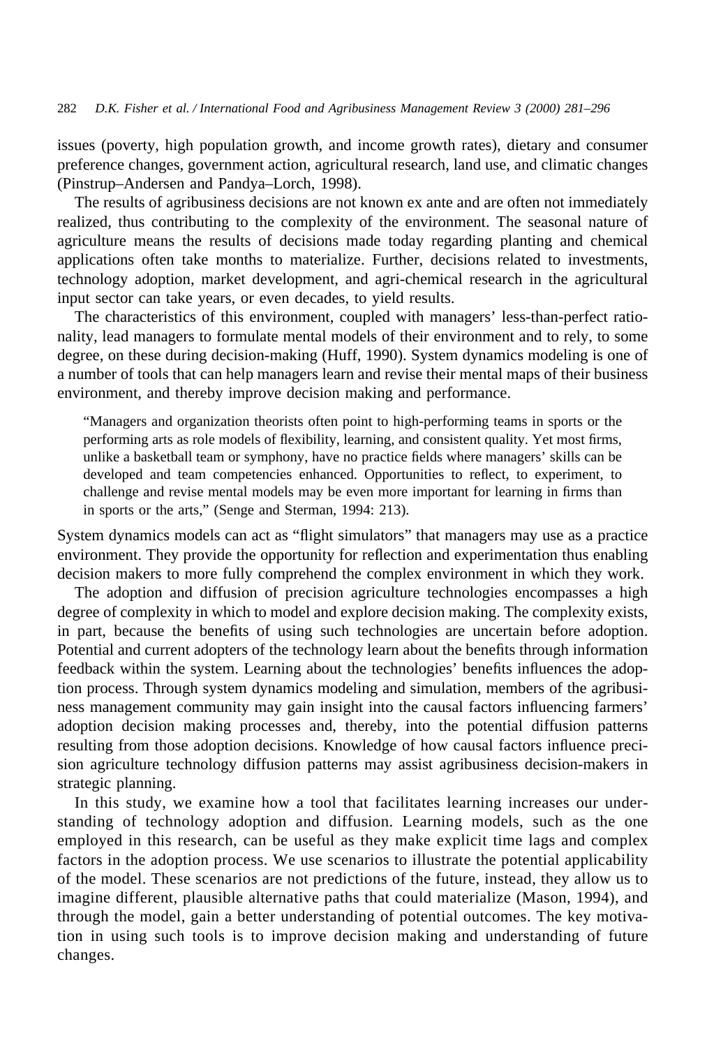issues (poverty, high population growth, and income growth rates), dietary and consumer preference changes, government action, agricultural research, land use, and climatic changes (Pinstrup–Andersen and Pandya–Lorch, 1998).

The results of agribusiness decisions are not known ex ante and are often not immediately realized, thus contributing to the complexity of the environment. The seasonal nature of agriculture means the results of decisions made today regarding planting and chemical applications often take months to materialize. Further, decisions related to investments, technology adoption, market development, and agri-chemical research in the agricultural input sector can take years, or even decades, to yield results.

The characteristics of this environment, coupled with managers' less-than-perfect rationality, lead managers to formulate mental models of their environment and to rely, to some degree, on these during decision-making (Huff, 1990). System dynamics modeling is one of a number of tools that can help managers learn and revise their mental maps of their business environment, and thereby improve decision making and performance.

> "Managers and organization theorists often point to high-performing teams in sports or the performing arts as role models of flexibility, learning, and consistent quality. Yet most firms, unlike a basketball team or symphony, have no practice fields where managers' skills can be developed and team competencies enhanced. Opportunities to reflect, to experiment, to challenge and revise mental models may be even more important for learning in firms than in sports or the arts," (Senge and Sterman, 1994: 213).

System dynamics models can act as "flight simulators" that managers may use as a practice environment. They provide the opportunity for reflection and experimentation thus enabling decision makers to more fully comprehend the complex environment in which they work.

The adoption and diffusion of precision agriculture technologies encompasses a high degree of complexity in which to model and explore decision making. The complexity exists, in part, because the benefits of using such technologies are uncertain before adoption. Potential and current adopters of the technology learn about the benefits through information feedback within the system. Learning about the technologies' benefits influences the adoption process. Through system dynamics modeling and simulation, members of the agribusiness management community may gain insight into the causal factors influencing farmers' adoption decision making processes and, thereby, into the potential diffusion patterns resulting from those adoption decisions. Knowledge of how causal factors influence precision agriculture technology diffusion patterns may assist agribusiness decision-makers in strategic planning.

In this study, we examine how a tool that facilitates learning increases our understanding of technology adoption and diffusion. Learning models, such as the one employed in this research, can be useful as they make explicit time lags and complex factors in the adoption process. We use scenarios to illustrate the potential applicability of the model. These scenarios are not predictions of the future, instead, they allow us to imagine different, plausible alternative paths that could materialize (Mason, 1994), and through the model, gain a better understanding of potential outcomes. The key motivation in using such tools is to improve decision making and understanding of future changes.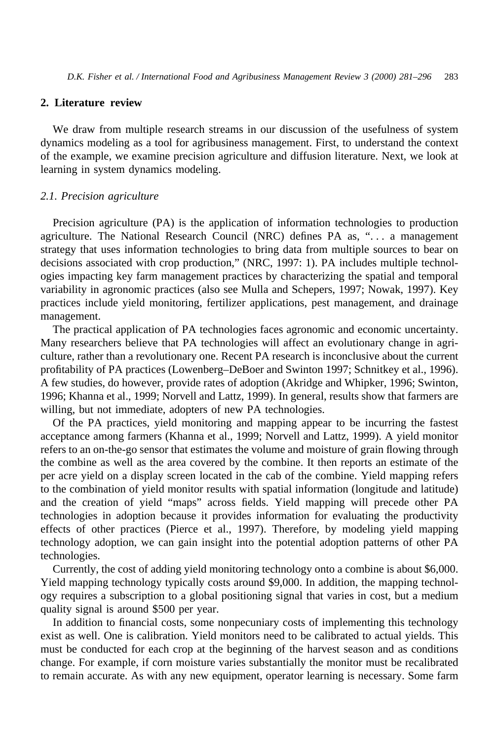## 2. Literature review

We draw from multiple research streams in our discussion of the usefulness of system dynamics modeling as a tool for agribusiness management. First, to understand the context of the example, we examine precision agriculture and diffusion literature. Next, we look at learning in system dynamics modeling.

### *2.1. Precision agriculture*

Precision agriculture (PA) is the application of information technologies to production agriculture. The National Research Council (NRC) defines PA as, ". . . a management strategy that uses information technologies to bring data from multiple sources to bear on decisions associated with crop production," (NRC, 1997: 1). PA includes multiple technologies impacting key farm management practices by characterizing the spatial and temporal variability in agronomic practices (also see Mulla and Schepers, 1997; Nowak, 1997). Key practices include yield monitoring, fertilizer applications, pest management, and drainage management.

The practical application of PA technologies faces agronomic and economic uncertainty. Many researchers believe that PA technologies will affect an evolutionary change in agriculture, rather than a revolutionary one. Recent PA research is inconclusive about the current profitability of PA practices (Lowenberg–DeBoer and Swinton 1997; Schnitkey et al., 1996). A few studies, do however, provide rates of adoption (Akridge and Whipker, 1996; Swinton, 1996; Khanna et al., 1999; Norvell and Lattz, 1999). In general, results show that farmers are willing, but not immediate, adopters of new PA technologies.

Of the PA practices, yield monitoring and mapping appear to be incurring the fastest acceptance among farmers (Khanna et al., 1999; Norvell and Lattz, 1999). A yield monitor refers to an on-the-go sensor that estimates the volume and moisture of grain flowing through the combine as well as the area covered by the combine. It then reports an estimate of the per acre yield on a display screen located in the cab of the combine. Yield mapping refers to the combination of yield monitor results with spatial information (longitude and latitude) and the creation of yield "maps" across fields. Yield mapping will precede other PA technologies in adoption because it provides information for evaluating the productivity effects of other practices (Pierce et al., 1997). Therefore, by modeling yield mapping technology adoption, we can gain insight into the potential adoption patterns of other PA technologies.

Currently, the cost of adding yield monitoring technology onto a combine is about $6,000. Yield mapping technology typically costs around $9,000. In addition, the mapping technology requires a subscription to a global positioning signal that varies in cost, but a medium quality signal is around $500 per year.

In addition to financial costs, some nonpecuniary costs of implementing this technology exist as well. One is calibration. Yield monitors need to be calibrated to actual yields. This must be conducted for each crop at the beginning of the harvest season and as conditions change. For example, if corn moisture varies substantially the monitor must be recalibrated to remain accurate. As with any new equipment, operator learning is necessary. Some farm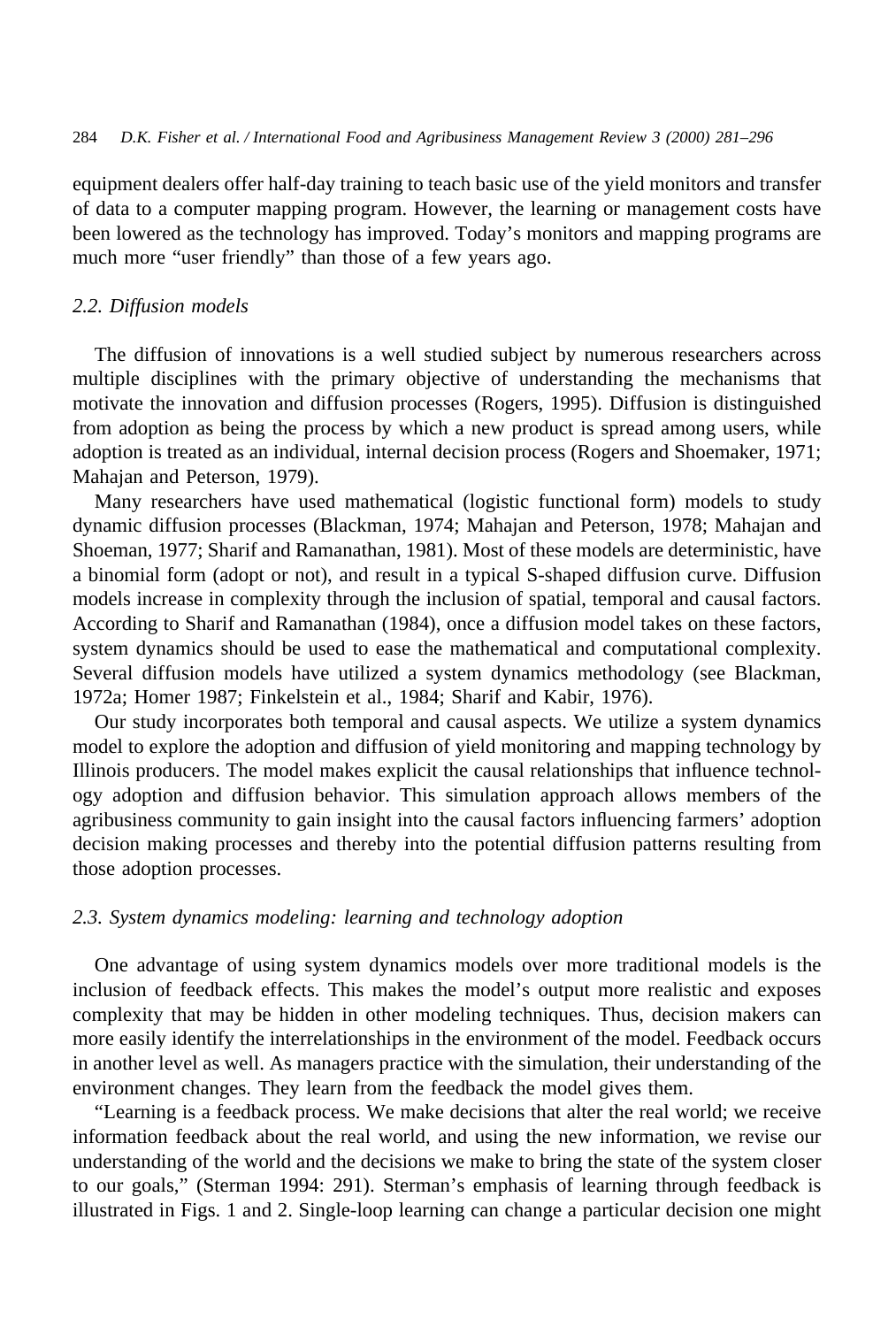equipment dealers offer half-day training to teach basic use of the yield monitors and transfer of data to a computer mapping program. However, the learning or management costs have been lowered as the technology has improved. Today's monitors and mapping programs are much more "user friendly" than those of a few years ago.

### *2.2. Diffusion models*

The diffusion of innovations is a well studied subject by numerous researchers across multiple disciplines with the primary objective of understanding the mechanisms that motivate the innovation and diffusion processes (Rogers, 1995). Diffusion is distinguished from adoption as being the process by which a new product is spread among users, while adoption is treated as an individual, internal decision process (Rogers and Shoemaker, 1971; Mahajan and Peterson, 1979).

Many researchers have used mathematical (logistic functional form) models to study dynamic diffusion processes (Blackman, 1974; Mahajan and Peterson, 1978; Mahajan and Shoeman, 1977; Sharif and Ramanathan, 1981). Most of these models are deterministic, have a binomial form (adopt or not), and result in a typical S-shaped diffusion curve. Diffusion models increase in complexity through the inclusion of spatial, temporal and causal factors. According to Sharif and Ramanathan (1984), once a diffusion model takes on these factors, system dynamics should be used to ease the mathematical and computational complexity. Several diffusion models have utilized a system dynamics methodology (see Blackman, 1972a; Homer 1987; Finkelstein et al., 1984; Sharif and Kabir, 1976).

Our study incorporates both temporal and causal aspects. We utilize a system dynamics model to explore the adoption and diffusion of yield monitoring and mapping technology by Illinois producers. The model makes explicit the causal relationships that influence technology adoption and diffusion behavior. This simulation approach allows members of the agribusiness community to gain insight into the causal factors influencing farmers' adoption decision making processes and thereby into the potential diffusion patterns resulting from those adoption processes.

### *2.3. System dynamics modeling: learning and technology adoption*

One advantage of using system dynamics models over more traditional models is the inclusion of feedback effects. This makes the model's output more realistic and exposes complexity that may be hidden in other modeling techniques. Thus, decision makers can more easily identify the interrelationships in the environment of the model. Feedback occurs in another level as well. As managers practice with the simulation, their understanding of the environment changes. They learn from the feedback the model gives them.

"Learning is a feedback process. We make decisions that alter the real world; we receive information feedback about the real world, and using the new information, we revise our understanding of the world and the decisions we make to bring the state of the system closer to our goals," (Sterman 1994: 291). Sterman's emphasis of learning through feedback is illustrated in Figs. 1 and 2. Single-loop learning can change a particular decision one might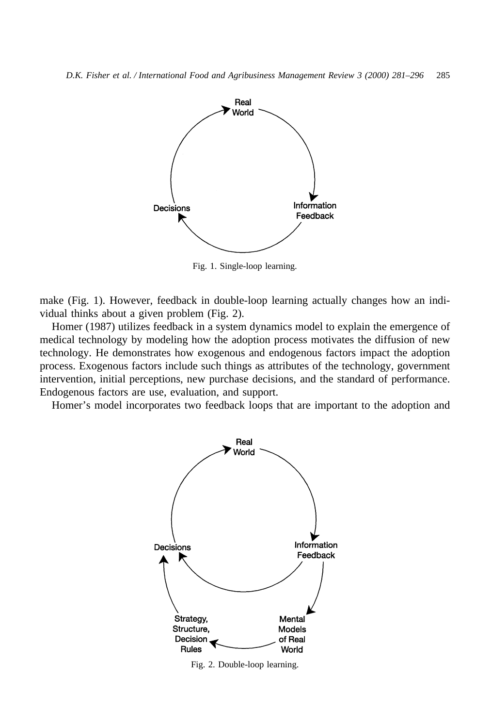Fig. 1. Single-loop learning.

make (Fig. 1). However, feedback in double-loop learning actually changes how an individual thinks about a given problem (Fig. 2).

Homer (1987) utilizes feedback in a system dynamics model to explain the emergence of medical technology by modeling how the adoption process motivates the diffusion of new technology. He demonstrates how exogenous and endogenous factors impact the adoption process. Exogenous factors include such things as attributes of the technology, government intervention, initial perceptions, new purchase decisions, and the standard of performance. Endogenous factors are use, evaluation, and support.

Homer's model incorporates two feedback loops that are important to the adoption and

Fig. 2. Double-loop learning.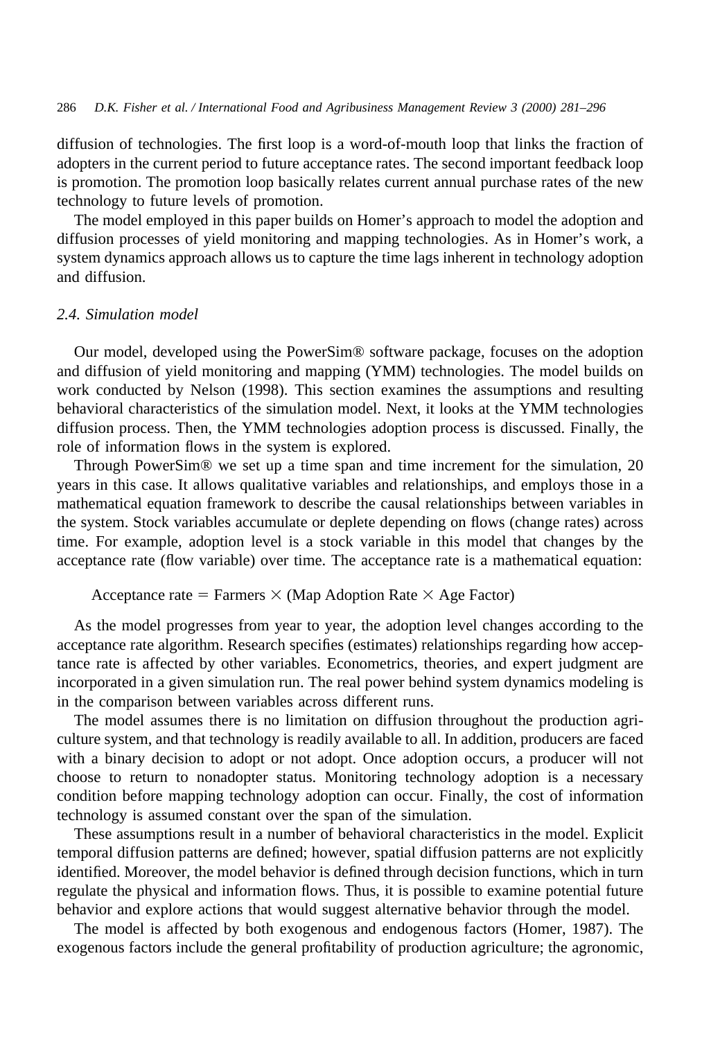diffusion of technologies. The first loop is a word-of-mouth loop that links the fraction of adopters in the current period to future acceptance rates. The second important feedback loop is promotion. The promotion loop basically relates current annual purchase rates of the new technology to future levels of promotion.

The model employed in this paper builds on Homer's approach to model the adoption and diffusion processes of yield monitoring and mapping technologies. As in Homer's work, a system dynamics approach allows us to capture the time lags inherent in technology adoption and diffusion.

### *2.4. Simulation model*

Our model, developed using the PowerSim® software package, focuses on the adoption and diffusion of yield monitoring and mapping (YMM) technologies. The model builds on work conducted by Nelson (1998). This section examines the assumptions and resulting behavioral characteristics of the simulation model. Next, it looks at the YMM technologies diffusion process. Then, the YMM technologies adoption process is discussed. Finally, the role of information flows in the system is explored.

Through PowerSim® we set up a time span and time increment for the simulation, 20 years in this case. It allows qualitative variables and relationships, and employs those in a mathematical equation framework to describe the causal relationships between variables in the system. Stock variables accumulate or deplete depending on flows (change rates) across time. For example, adoption level is a stock variable in this model that changes by the acceptance rate (flow variable) over time. The acceptance rate is a mathematical equation:

$$\text{Acceptance rate} = \text{Farmers} \times (\text{Map Adoption Rate} \times \text{Age Factor})$$

As the model progresses from year to year, the adoption level changes according to the acceptance rate algorithm. Research specifies (estimates) relationships regarding how acceptance rate is affected by other variables. Econometrics, theories, and expert judgment are incorporated in a given simulation run. The real power behind system dynamics modeling is in the comparison between variables across different runs.

The model assumes there is no limitation on diffusion throughout the production agriculture system, and that technology is readily available to all. In addition, producers are faced with a binary decision to adopt or not adopt. Once adoption occurs, a producer will not choose to return to nonadopter status. Monitoring technology adoption is a necessary condition before mapping technology adoption can occur. Finally, the cost of information technology is assumed constant over the span of the simulation.

These assumptions result in a number of behavioral characteristics in the model. Explicit temporal diffusion patterns are defined; however, spatial diffusion patterns are not explicitly identified. Moreover, the model behavior is defined through decision functions, which in turn regulate the physical and information flows. Thus, it is possible to examine potential future behavior and explore actions that would suggest alternative behavior through the model.

The model is affected by both exogenous and endogenous factors (Homer, 1987). The exogenous factors include the general profitability of production agriculture; the agronomic,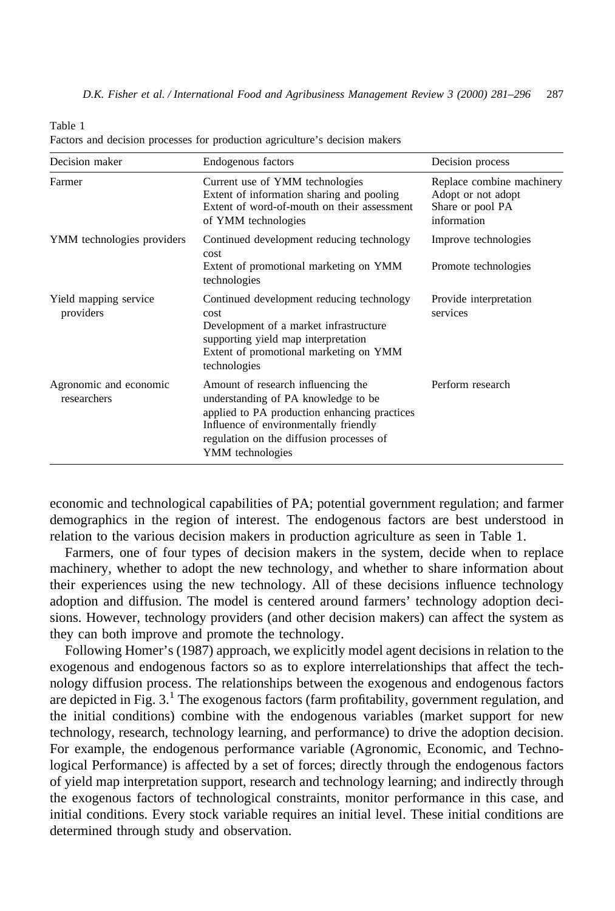Table 1
Factors and decision processes for production agriculture's decision makers

| Decision maker | Endogenous factors | Decision process |
|---|---|---|
| Farmer | Current use of YMM technologies<br>Extent of information sharing and pooling<br>Extent of word-of-mouth on their assessment of YMM technologies | Replace combine machinery<br>Adopt or not adopt<br>Share or pool PA information |
| YMM technologies providers | Continued development reducing technology cost<br>Extent of promotional marketing on YMM technologies | Improve technologies<br>Promote technologies |
| Yield mapping service providers | Continued development reducing technology cost<br>Development of a market infrastructure supporting yield map interpretation<br>Extent of promotional marketing on YMM technologies | Provide interpretation services |
| Agronomic and economic researchers | Amount of research influencing the understanding of PA knowledge to be applied to PA production enhancing practices<br>Influence of environmentally friendly regulation on the diffusion processes of YMM technologies | Perform research |

economic and technological capabilities of PA; potential government regulation; and farmer demographics in the region of interest. The endogenous factors are best understood in relation to the various decision makers in production agriculture as seen in Table 1.

Farmers, one of four types of decision makers in the system, decide when to replace machinery, whether to adopt the new technology, and whether to share information about their experiences using the new technology. All of these decisions influence technology adoption and diffusion. The model is centered around farmers' technology adoption decisions. However, technology providers (and other decision makers) can affect the system as they can both improve and promote the technology.

Following Homer's (1987) approach, we explicitly model agent decisions in relation to the exogenous and endogenous factors so as to explore interrelationships that affect the technology diffusion process. The relationships between the exogenous and endogenous factors are depicted in Fig. 3.[1] The exogenous factors (farm profitability, government regulation, and the initial conditions) combine with the endogenous variables (market support for new technology, research, technology learning, and performance) to drive the adoption decision. For example, the endogenous performance variable (Agronomic, Economic, and Technological Performance) is affected by a set of forces; directly through the endogenous factors of yield map interpretation support, research and technology learning; and indirectly through the exogenous factors of technological constraints, monitor performance in this case, and initial conditions. Every stock variable requires an initial level. These initial conditions are determined through study and observation.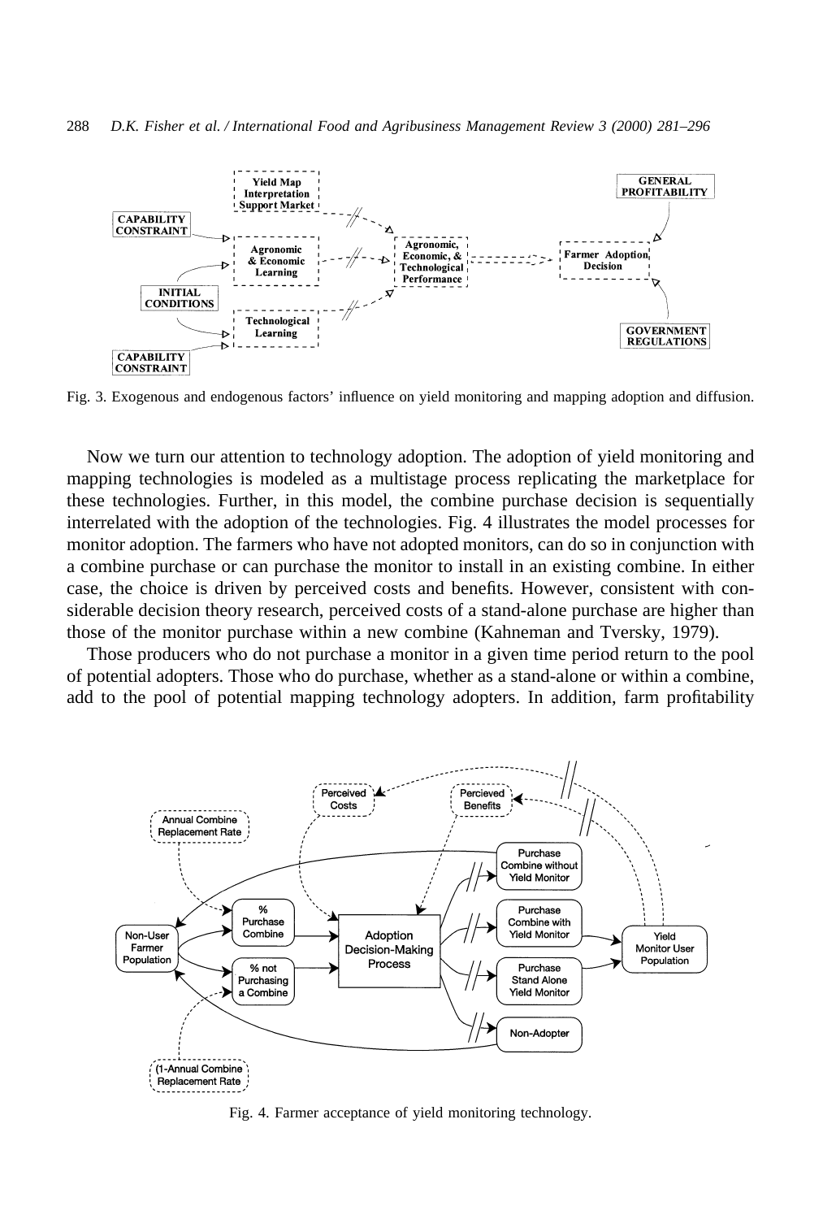Fig. 3. Exogenous and endogenous factors' influence on yield monitoring and mapping adoption and diffusion.

Now we turn our attention to technology adoption. The adoption of yield monitoring and mapping technologies is modeled as a multistage process replicating the marketplace for these technologies. Further, in this model, the combine purchase decision is sequentially interrelated with the adoption of the technologies. Fig. 4 illustrates the model processes for monitor adoption. The farmers who have not adopted monitors, can do so in conjunction with a combine purchase or can purchase the monitor to install in an existing combine. In either case, the choice is driven by perceived costs and benefits. However, consistent with considerable decision theory research, perceived costs of a stand-alone purchase are higher than those of the monitor purchase within a new combine (Kahneman and Tversky, 1979).

Those producers who do not purchase a monitor in a given time period return to the pool of potential adopters. Those who do purchase, whether as a stand-alone or within a combine, add to the pool of potential mapping technology adopters. In addition, farm profitability

Fig. 4. Farmer acceptance of yield monitoring technology.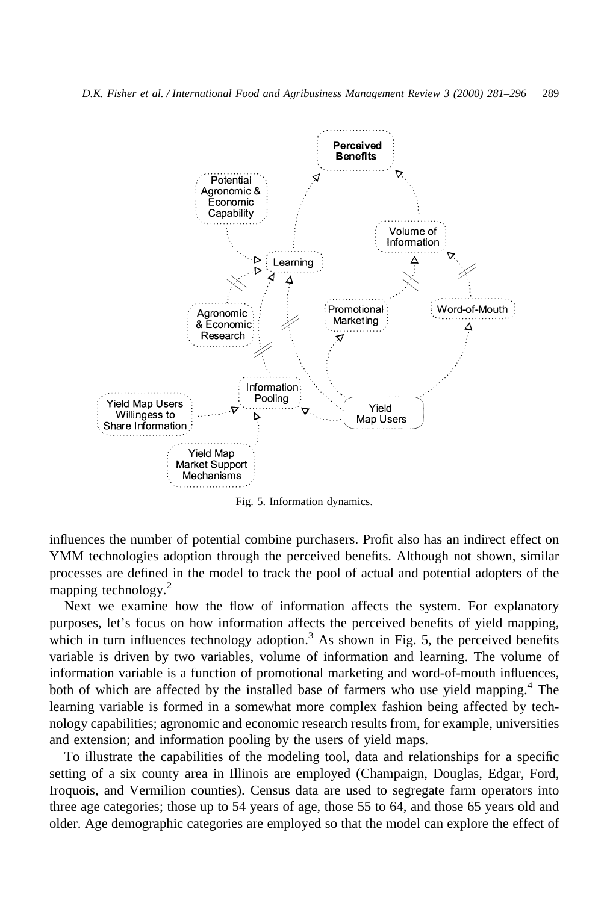Fig. 5. Information dynamics.

influences the number of potential combine purchasers. Profit also has an indirect effect on YMM technologies adoption through the perceived benefits. Although not shown, similar processes are defined in the model to track the pool of actual and potential adopters of the mapping technology.[2]

Next we examine how the flow of information affects the system. For explanatory purposes, let's focus on how information affects the perceived benefits of yield mapping, which in turn influences technology adoption.[3] As shown in Fig. 5, the perceived benefits variable is driven by two variables, volume of information and learning. The volume of information variable is a function of promotional marketing and word-of-mouth influences, both of which are affected by the installed base of farmers who use yield mapping.[4] The learning variable is formed in a somewhat more complex fashion being affected by technology capabilities; agronomic and economic research results from, for example, universities and extension; and information pooling by the users of yield maps.

To illustrate the capabilities of the modeling tool, data and relationships for a specific setting of a six county area in Illinois are employed (Champaign, Douglas, Edgar, Ford, Iroquois, and Vermilion counties). Census data are used to segregate farm operators into three age categories; those up to 54 years of age, those 55 to 64, and those 65 years old and older. Age demographic categories are employed so that the model can explore the effect of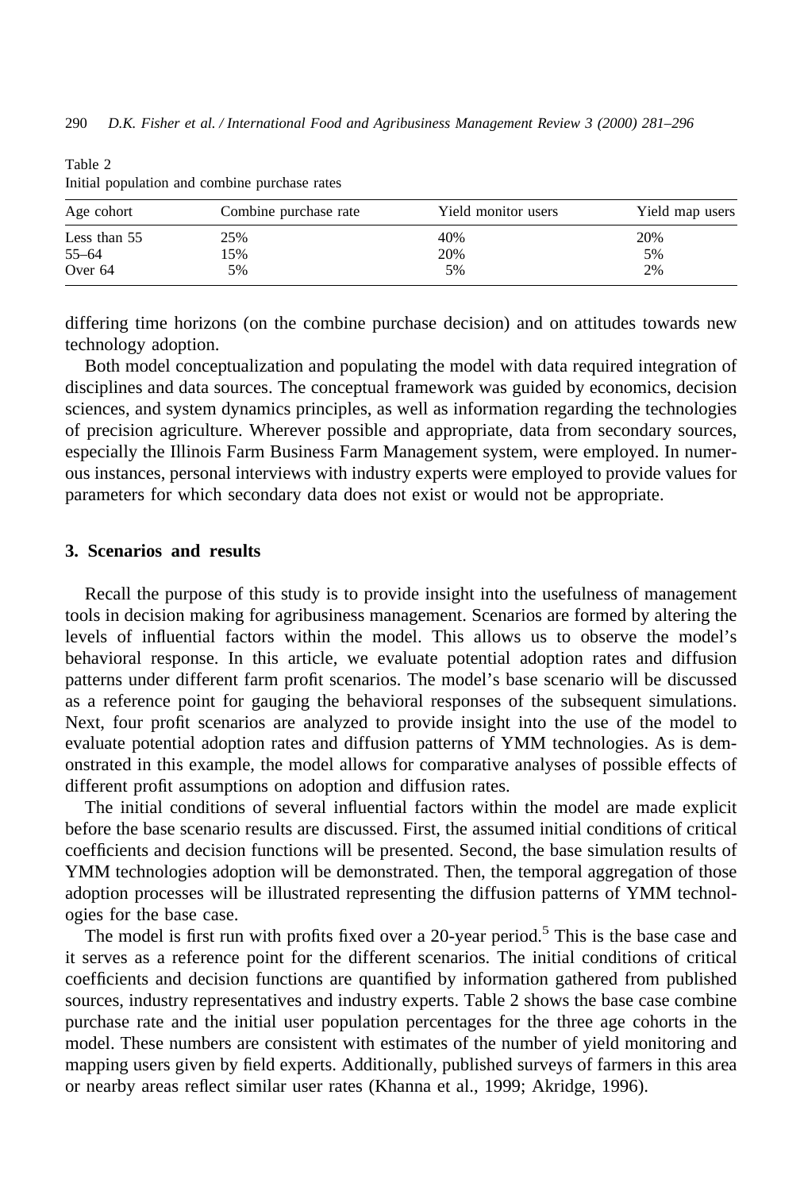Table 2
Initial population and combine purchase rates

| Age cohort | Combine purchase rate | Yield monitor users | Yield map users |
|---|---|---|---|
| Less than 55 | 25% | 40% | 20% |
| 55–64 | 15% | 20% | 5% |
| Over 64 | 5% | 5% | 2% |

differing time horizons (on the combine purchase decision) and on attitudes towards new technology adoption.

Both model conceptualization and populating the model with data required integration of disciplines and data sources. The conceptual framework was guided by economics, decision sciences, and system dynamics principles, as well as information regarding the technologies of precision agriculture. Wherever possible and appropriate, data from secondary sources, especially the Illinois Farm Business Farm Management system, were employed. In numerous instances, personal interviews with industry experts were employed to provide values for parameters for which secondary data does not exist or would not be appropriate.

## 3. Scenarios and results

Recall the purpose of this study is to provide insight into the usefulness of management tools in decision making for agribusiness management. Scenarios are formed by altering the levels of influential factors within the model. This allows us to observe the model's behavioral response. In this article, we evaluate potential adoption rates and diffusion patterns under different farm profit scenarios. The model's base scenario will be discussed as a reference point for gauging the behavioral responses of the subsequent simulations. Next, four profit scenarios are analyzed to provide insight into the use of the model to evaluate potential adoption rates and diffusion patterns of YMM technologies. As is demonstrated in this example, the model allows for comparative analyses of possible effects of different profit assumptions on adoption and diffusion rates.

The initial conditions of several influential factors within the model are made explicit before the base scenario results are discussed. First, the assumed initial conditions of critical coefficients and decision functions will be presented. Second, the base simulation results of YMM technologies adoption will be demonstrated. Then, the temporal aggregation of those adoption processes will be illustrated representing the diffusion patterns of YMM technologies for the base case.

The model is first run with profits fixed over a 20-year period.[5] This is the base case and it serves as a reference point for the different scenarios. The initial conditions of critical coefficients and decision functions are quantified by information gathered from published sources, industry representatives and industry experts. Table 2 shows the base case combine purchase rate and the initial user population percentages for the three age cohorts in the model. These numbers are consistent with estimates of the number of yield monitoring and mapping users given by field experts. Additionally, published surveys of farmers in this area or nearby areas reflect similar user rates (Khanna et al., 1999; Akridge, 1996).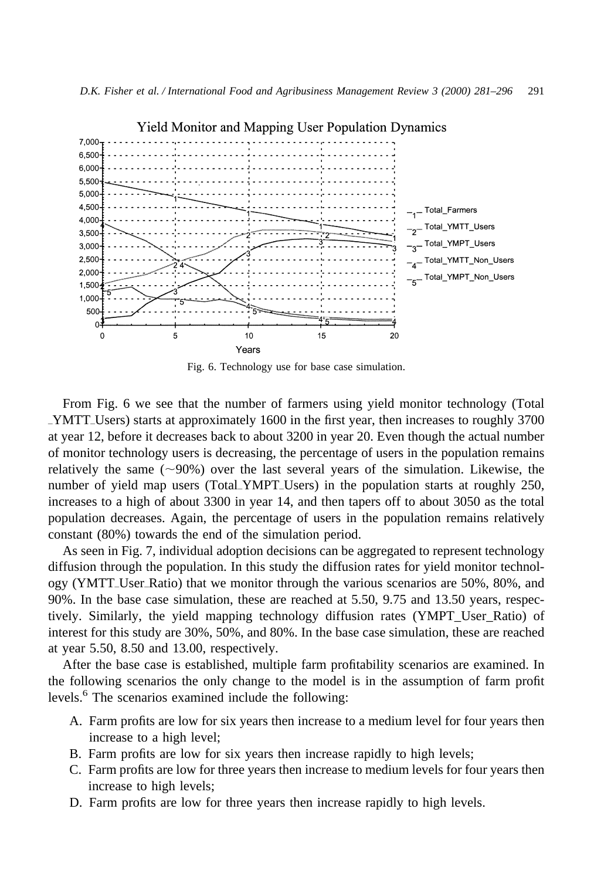Fig. 6. Technology use for base case simulation.

From Fig. 6 we see that the number of farmers using yield monitor technology (Total_YMTT_Users) starts at approximately 1600 in the first year, then increases to roughly 3700 at year 12, before it decreases back to about 3200 in year 20. Even though the actual number of monitor technology users is decreasing, the percentage of users in the population remains relatively the same (~90%) over the last several years of the simulation. Likewise, the number of yield map users (Total_YMPT_Users) in the population starts at roughly 250, increases to a high of about 3300 in year 14, and then tapers off to about 3050 as the total population decreases. Again, the percentage of users in the population remains relatively constant (80%) towards the end of the simulation period.

As seen in Fig. 7, individual adoption decisions can be aggregated to represent technology diffusion through the population. In this study the diffusion rates for yield monitor technology (YMTT_User_Ratio) that we monitor through the various scenarios are 50%, 80%, and 90%. In the base case simulation, these are reached at 5.50, 9.75 and 13.50 years, respectively. Similarly, the yield mapping technology diffusion rates (YMPT_User_Ratio) of interest for this study are 30%, 50%, and 80%. In the base case simulation, these are reached at year 5.50, 8.50 and 13.00, respectively.

After the base case is established, multiple farm profitability scenarios are examined. In the following scenarios the only change to the model is in the assumption of farm profit levels.[6] The scenarios examined include the following:

A. Farm profits are low for six years then increase to a medium level for four years then increase to a high level;
B. Farm profits are low for six years then increase rapidly to high levels;
C. Farm profits are low for three years then increase to medium levels for four years then increase to high levels;
D. Farm profits are low for three years then increase rapidly to high levels.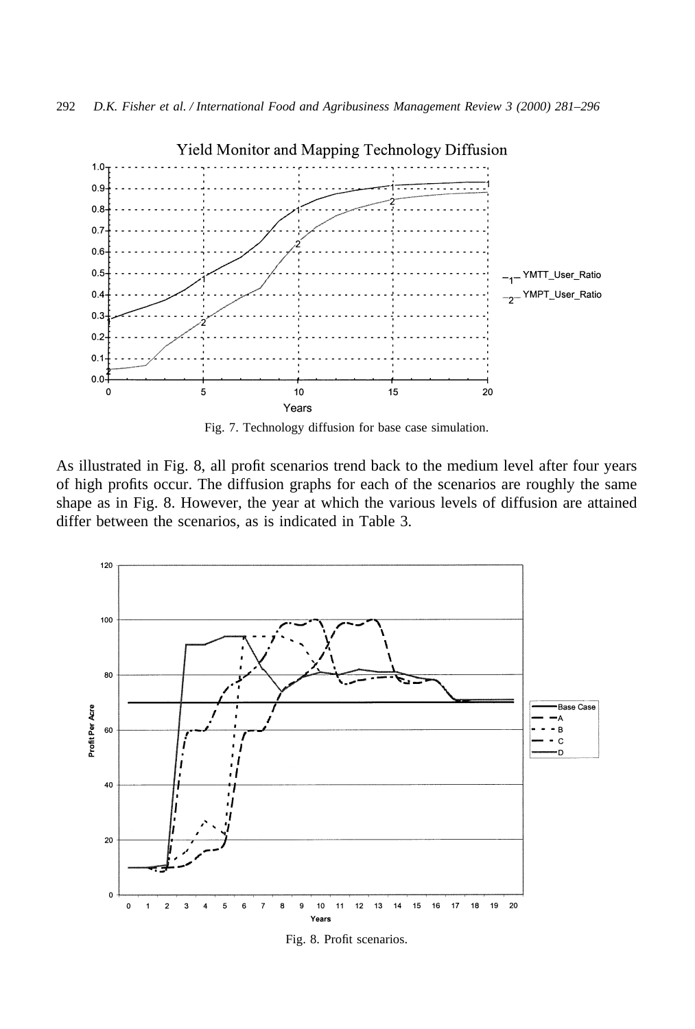Fig. 7. Technology diffusion for base case simulation.

As illustrated in Fig. 8, all profit scenarios trend back to the medium level after four years of high profits occur. The diffusion graphs for each of the scenarios are roughly the same shape as in Fig. 8. However, the year at which the various levels of diffusion are attained differ between the scenarios, as is indicated in Table 3.

Fig. 8. Profit scenarios.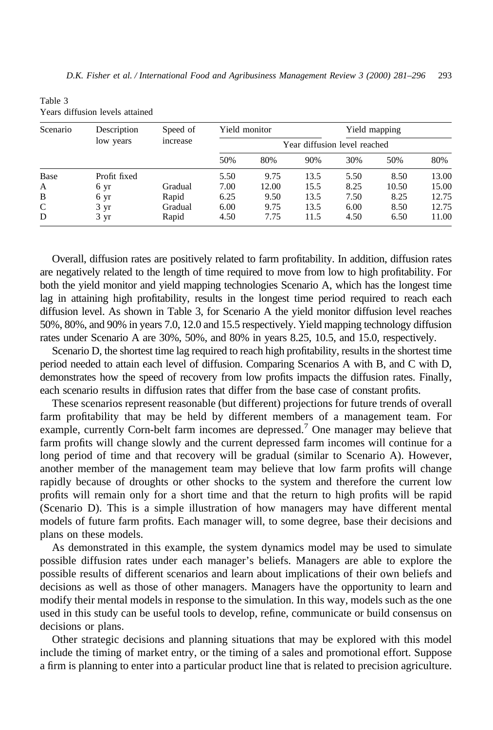Table 3
Years diffusion levels attained

| Scenario | Description low years | Speed of increase | Yield monitor | | | Yield mapping | | |
|---|---|---|---|---|---|---|---|---|
| | | | Year diffusion level reached | | | | | |
| | | | 50% | 80% | 90% | 30% | 50% | 80% |
| Base | Profit fixed | | 5.50 | 9.75 | 13.5 | 5.50 | 8.50 | 13.00 |
| A | 6 yr | Gradual | 7.00 | 12.00 | 15.5 | 8.25 | 10.50 | 15.00 |
| B | 6 yr | Rapid | 6.25 | 9.50 | 13.5 | 7.50 | 8.25 | 12.75 |
| C | 3 yr | Gradual | 6.00 | 9.75 | 13.5 | 6.00 | 8.50 | 12.75 |
| D | 3 yr | Rapid | 4.50 | 7.75 | 11.5 | 4.50 | 6.50 | 11.00 |

Overall, diffusion rates are positively related to farm profitability. In addition, diffusion rates are negatively related to the length of time required to move from low to high profitability. For both the yield monitor and yield mapping technologies Scenario A, which has the longest time lag in attaining high profitability, results in the longest time period required to reach each diffusion level. As shown in Table 3, for Scenario A the yield monitor diffusion level reaches 50%, 80%, and 90% in years 7.0, 12.0 and 15.5 respectively. Yield mapping technology diffusion rates under Scenario A are 30%, 50%, and 80% in years 8.25, 10.5, and 15.0, respectively.

Scenario D, the shortest time lag required to reach high profitability, results in the shortest time period needed to attain each level of diffusion. Comparing Scenarios A with B, and C with D, demonstrates how the speed of recovery from low profits impacts the diffusion rates. Finally, each scenario results in diffusion rates that differ from the base case of constant profits.

These scenarios represent reasonable (but different) projections for future trends of overall farm profitability that may be held by different members of a management team. For example, currently Corn-belt farm incomes are depressed.[7] One manager may believe that farm profits will change slowly and the current depressed farm incomes will continue for a long period of time and that recovery will be gradual (similar to Scenario A). However, another member of the management team may believe that low farm profits will change rapidly because of droughts or other shocks to the system and therefore the current low profits will remain only for a short time and that the return to high profits will be rapid (Scenario D). This is a simple illustration of how managers may have different mental models of future farm profits. Each manager will, to some degree, base their decisions and plans on these models.

As demonstrated in this example, the system dynamics model may be used to simulate possible diffusion rates under each manager's beliefs. Managers are able to explore the possible results of different scenarios and learn about implications of their own beliefs and decisions as well as those of other managers. Managers have the opportunity to learn and modify their mental models in response to the simulation. In this way, models such as the one used in this study can be useful tools to develop, refine, communicate or build consensus on decisions or plans.

Other strategic decisions and planning situations that may be explored with this model include the timing of market entry, or the timing of a sales and promotional effort. Suppose a firm is planning to enter into a particular product line that is related to precision agriculture.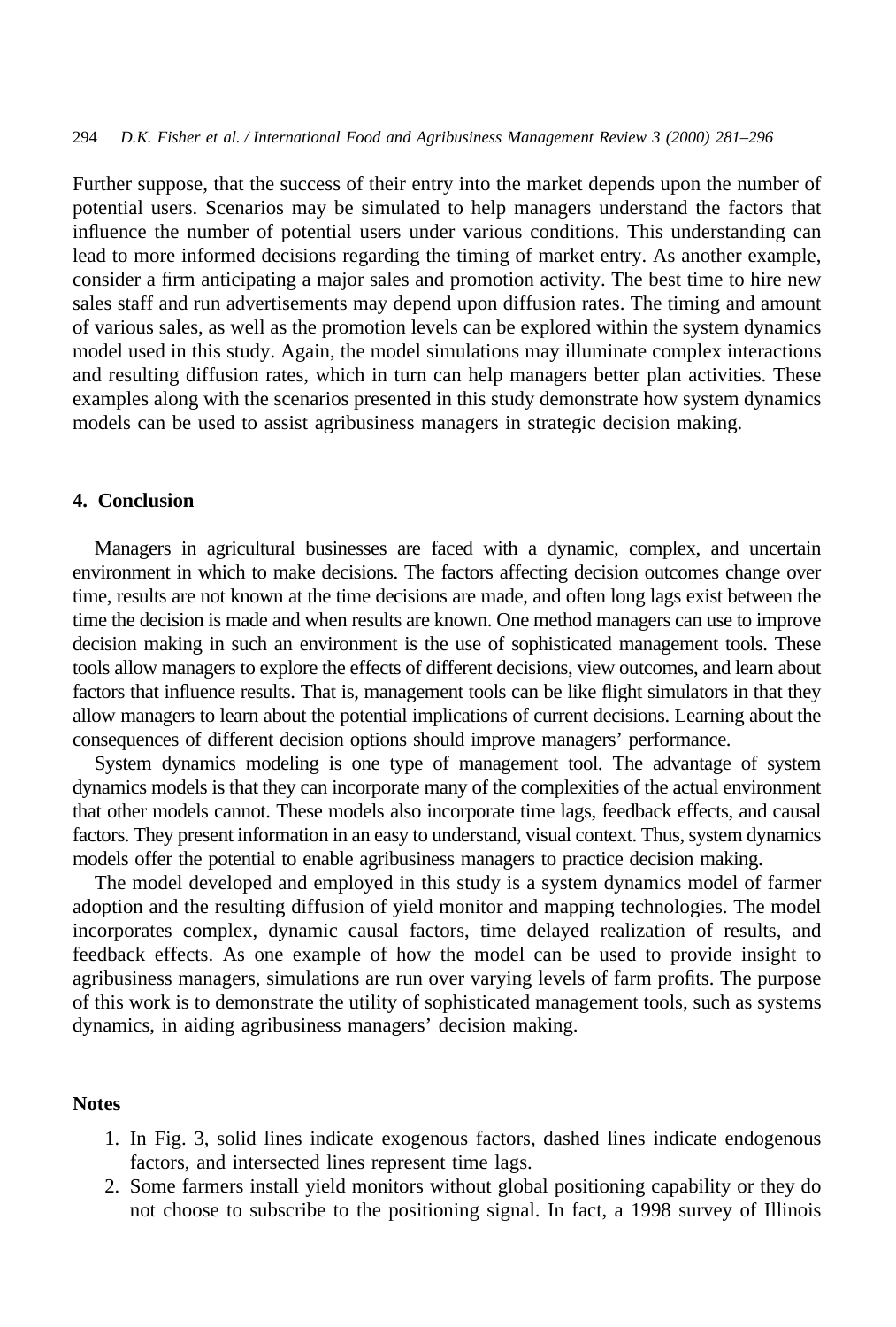Further suppose, that the success of their entry into the market depends upon the number of potential users. Scenarios may be simulated to help managers understand the factors that influence the number of potential users under various conditions. This understanding can lead to more informed decisions regarding the timing of market entry. As another example, consider a firm anticipating a major sales and promotion activity. The best time to hire new sales staff and run advertisements may depend upon diffusion rates. The timing and amount of various sales, as well as the promotion levels can be explored within the system dynamics model used in this study. Again, the model simulations may illuminate complex interactions and resulting diffusion rates, which in turn can help managers better plan activities. These examples along with the scenarios presented in this study demonstrate how system dynamics models can be used to assist agribusiness managers in strategic decision making.

## 4. Conclusion

Managers in agricultural businesses are faced with a dynamic, complex, and uncertain environment in which to make decisions. The factors affecting decision outcomes change over time, results are not known at the time decisions are made, and often long lags exist between the time the decision is made and when results are known. One method managers can use to improve decision making in such an environment is the use of sophisticated management tools. These tools allow managers to explore the effects of different decisions, view outcomes, and learn about factors that influence results. That is, management tools can be like flight simulators in that they allow managers to learn about the potential implications of current decisions. Learning about the consequences of different decision options should improve managers' performance.

System dynamics modeling is one type of management tool. The advantage of system dynamics models is that they can incorporate many of the complexities of the actual environment that other models cannot. These models also incorporate time lags, feedback effects, and causal factors. They present information in an easy to understand, visual context. Thus, system dynamics models offer the potential to enable agribusiness managers to practice decision making.

The model developed and employed in this study is a system dynamics model of farmer adoption and the resulting diffusion of yield monitor and mapping technologies. The model incorporates complex, dynamic causal factors, time delayed realization of results, and feedback effects. As one example of how the model can be used to provide insight to agribusiness managers, simulations are run over varying levels of farm profits. The purpose of this work is to demonstrate the utility of sophisticated management tools, such as systems dynamics, in aiding agribusiness managers' decision making.

### Notes

1. In Fig. 3, solid lines indicate exogenous factors, dashed lines indicate endogenous factors, and intersected lines represent time lags.
2. Some farmers install yield monitors without global positioning capability or they do not choose to subscribe to the positioning signal. In fact, a 1998 survey of Illinois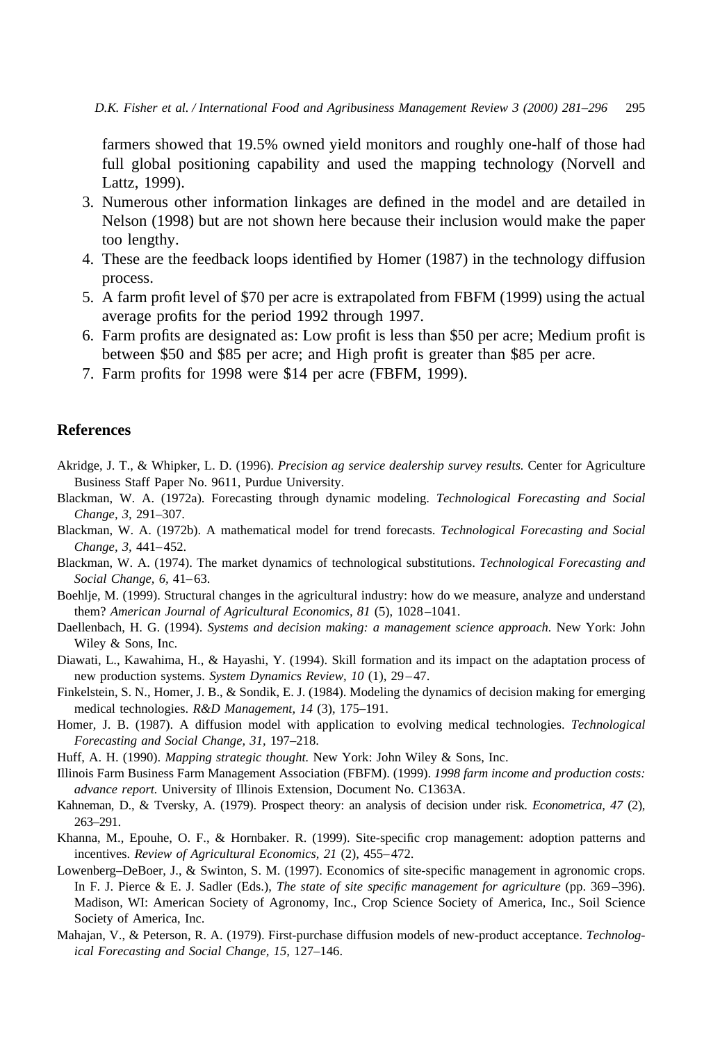farmers showed that 19.5% owned yield monitors and roughly one-half of those had full global positioning capability and used the mapping technology (Norvell and Lattz, 1999).

3. Numerous other information linkages are defined in the model and are detailed in Nelson (1998) but are not shown here because their inclusion would make the paper too lengthy.
4. These are the feedback loops identified by Homer (1987) in the technology diffusion process.
5. A farm profit level of $70 per acre is extrapolated from FBFM (1999) using the actual average profits for the period 1992 through 1997.
6. Farm profits are designated as: Low profit is less than $50 per acre; Medium profit is between $50 and $85 per acre; and High profit is greater than $85 per acre.
7. Farm profits for 1998 were $14 per acre (FBFM, 1999).

## References

Akridge, J. T., & Whipker, L. D. (1996). *Precision ag service dealership survey results.* Center for Agriculture Business Staff Paper No. 9611, Purdue University.

Blackman, W. A. (1972a). Forecasting through dynamic modeling. *Technological Forecasting and Social Change, 3,* 291–307.

Blackman, W. A. (1972b). A mathematical model for trend forecasts. *Technological Forecasting and Social Change, 3,* 441–452.

Blackman, W. A. (1974). The market dynamics of technological substitutions. *Technological Forecasting and Social Change, 6,* 41–63.

Boehlje, M. (1999). Structural changes in the agricultural industry: how do we measure, analyze and understand them? *American Journal of Agricultural Economics, 81* (5), 1028–1041.

Daellenbach, H. G. (1994). *Systems and decision making: a management science approach.* New York: John Wiley & Sons, Inc.

Diawati, L., Kawahima, H., & Hayashi, Y. (1994). Skill formation and its impact on the adaptation process of new production systems. *System Dynamics Review, 10* (1), 29–47.

Finkelstein, S. N., Homer, J. B., & Sondik, E. J. (1984). Modeling the dynamics of decision making for emerging medical technologies. *R&D Management, 14* (3), 175–191.

Homer, J. B. (1987). A diffusion model with application to evolving medical technologies. *Technological Forecasting and Social Change, 31,* 197–218.

Huff, A. H. (1990). *Mapping strategic thought.* New York: John Wiley & Sons, Inc.

Illinois Farm Business Farm Management Association (FBFM). (1999). *1998 farm income and production costs: advance report.* University of Illinois Extension, Document No. C1363A.

Kahneman, D., & Tversky, A. (1979). Prospect theory: an analysis of decision under risk. *Econometrica, 47* (2), 263–291.

Khanna, M., Epouhe, O. F., & Hornbaker. R. (1999). Site-specific crop management: adoption patterns and incentives. *Review of Agricultural Economics, 21* (2), 455–472.

Lowenberg–DeBoer, J., & Swinton, S. M. (1997). Economics of site-specific management in agronomic crops. In F. J. Pierce & E. J. Sadler (Eds.), *The state of site specific management for agriculture* (pp. 369–396). Madison, WI: American Society of Agronomy, Inc., Crop Science Society of America, Inc., Soil Science Society of America, Inc.

Mahajan, V., & Peterson, R. A. (1979). First-purchase diffusion models of new-product acceptance. *Technological Forecasting and Social Change, 15,* 127–146.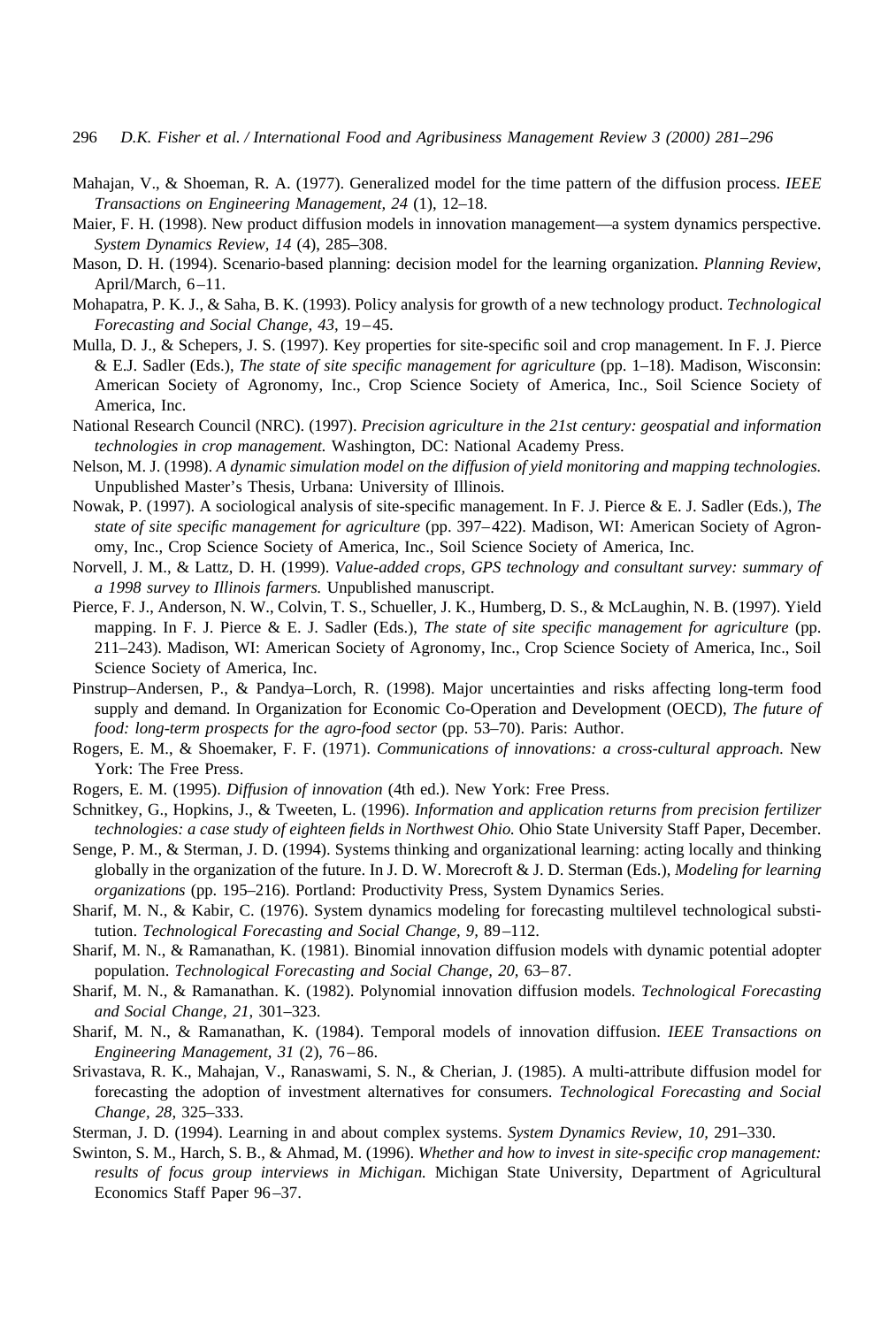Mahajan, V., & Shoeman, R. A. (1977). Generalized model for the time pattern of the diffusion process. *IEEE Transactions on Engineering Management, 24* (1), 12–18.

Maier, F. H. (1998). New product diffusion models in innovation management—a system dynamics perspective. *System Dynamics Review, 14* (4), 285–308.

Mason, D. H. (1994). Scenario-based planning: decision model for the learning organization. *Planning Review*, April/March, 6–11.

Mohapatra, P. K. J., & Saha, B. K. (1993). Policy analysis for growth of a new technology product. *Technological Forecasting and Social Change, 43*, 19–45.

Mulla, D. J., & Schepers, J. S. (1997). Key properties for site-specific soil and crop management. In F. J. Pierce & E.J. Sadler (Eds.), *The state of site specific management for agriculture* (pp. 1–18). Madison, Wisconsin: American Society of Agronomy, Inc., Crop Science Society of America, Inc., Soil Science Society of America, Inc.

National Research Council (NRC). (1997). *Precision agriculture in the 21st century: geospatial and information technologies in crop management.* Washington, DC: National Academy Press.

Nelson, M. J. (1998). *A dynamic simulation model on the diffusion of yield monitoring and mapping technologies.* Unpublished Master's Thesis, Urbana: University of Illinois.

Nowak, P. (1997). A sociological analysis of site-specific management. In F. J. Pierce & E. J. Sadler (Eds.), *The state of site specific management for agriculture* (pp. 397–422). Madison, WI: American Society of Agronomy, Inc., Crop Science Society of America, Inc., Soil Science Society of America, Inc.

Norvell, J. M., & Lattz, D. H. (1999). *Value-added crops, GPS technology and consultant survey: summary of a 1998 survey to Illinois farmers.* Unpublished manuscript.

Pierce, F. J., Anderson, N. W., Colvin, T. S., Schueller, J. K., Humberg, D. S., & McLaughin, N. B. (1997). Yield mapping. In F. J. Pierce & E. J. Sadler (Eds.), *The state of site specific management for agriculture* (pp. 211–243). Madison, WI: American Society of Agronomy, Inc., Crop Science Society of America, Inc., Soil Science Society of America, Inc.

Pinstrup–Andersen, P., & Pandya–Lorch, R. (1998). Major uncertainties and risks affecting long-term food supply and demand. In Organization for Economic Co-Operation and Development (OECD), *The future of food: long-term prospects for the agro-food sector* (pp. 53–70). Paris: Author.

Rogers, E. M., & Shoemaker, F. F. (1971). *Communications of innovations: a cross-cultural approach.* New York: The Free Press.

Rogers, E. M. (1995). *Diffusion of innovation* (4th ed.). New York: Free Press.

Schnitkey, G., Hopkins, J., & Tweeten, L. (1996). *Information and application returns from precision fertilizer technologies: a case study of eighteen fields in Northwest Ohio.* Ohio State University Staff Paper, December.

Senge, P. M., & Sterman, J. D. (1994). Systems thinking and organizational learning: acting locally and thinking globally in the organization of the future. In J. D. W. Morecroft & J. D. Sterman (Eds.), *Modeling for learning organizations* (pp. 195–216). Portland: Productivity Press, System Dynamics Series.

Sharif, M. N., & Kabir, C. (1976). System dynamics modeling for forecasting multilevel technological substitution. *Technological Forecasting and Social Change, 9,* 89–112.

Sharif, M. N., & Ramanathan, K. (1981). Binomial innovation diffusion models with dynamic potential adopter population. *Technological Forecasting and Social Change, 20,* 63–87.

Sharif, M. N., & Ramanathan. K. (1982). Polynomial innovation diffusion models. *Technological Forecasting and Social Change, 21,* 301–323.

Sharif, M. N., & Ramanathan, K. (1984). Temporal models of innovation diffusion. *IEEE Transactions on Engineering Management, 31* (2), 76–86.

Srivastava, R. K., Mahajan, V., Ranaswami, S. N., & Cherian, J. (1985). A multi-attribute diffusion model for forecasting the adoption of investment alternatives for consumers. *Technological Forecasting and Social Change, 28,* 325–333.

Sterman, J. D. (1994). Learning in and about complex systems. *System Dynamics Review, 10,* 291–330.

Swinton, S. M., Harch, S. B., & Ahmad, M. (1996). *Whether and how to invest in site-specific crop management: results of focus group interviews in Michigan.* Michigan State University, Department of Agricultural Economics Staff Paper 96–37.